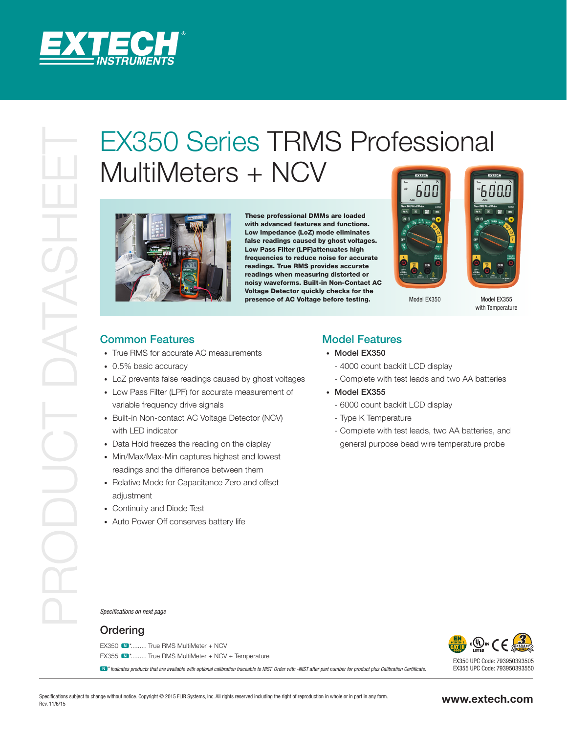# EX350 Series TRMS Professional MultiMeters + NCV

**These professional DMMs are loaded with advanced features and functions. Low Impedance (LoZ) mode eliminates false readings caused by ghost voltages. Low Pass Filter (LPF)attenuates high frequencies to reduce noise for accurate readings. True RMS provides accurate readings when measuring distorted or noisy waveforms. Built-in Non-Contact AC Voltage Detector quickly checks for the presence of AC Voltage before testing.**

Model EX350

Model EX355 with Temperature

## Common Features

- True RMS for accurate AC measurements
- 0.5% basic accuracy
- LoZ prevents false readings caused by ghost voltages
- Low Pass Filter (LPF) for accurate measurement of variable frequency drive signals
- Built-in Non-contact AC Voltage Detector (NCV) with LED indicator
- Data Hold freezes the reading on the display
- Min/Max/Max-Min captures highest and lowest readings and the difference between them
- Relative Mode for Capacitance Zero and offset adjustment
- Continuity and Diode Test
- Auto Power Off conserves battery life

## Model Features

- Model EX350
  - 4000 count backlit LCD display
  - Complete with test leads and two AA batteries
- Model EX355
  - 6000 count backlit LCD display
  - Type K Temperature
  - Complete with test leads, two AA batteries, and general purpose bead wire temperature probe

*Specifications on next page*

## Ordering

EX350 N*......... True RMS MultiMeter + NCV

EX355 N*......... True RMS MultiMeter + NCV + Temperature

*N * Indicates products that are available with optional calibration traceable to NIST. Order with -NIST after part number for product plus Calibration Certificate.*

EX350 UPC Code: 793950393505
EX355 UPC Code: 793950393550

Specifications subject to change without notice. Copyright © 2015 FLIR Systems, Inc. All rights reserved including the right of reproduction in whole or in part in any form.
Rev. 11/6/15

**www.extech.com**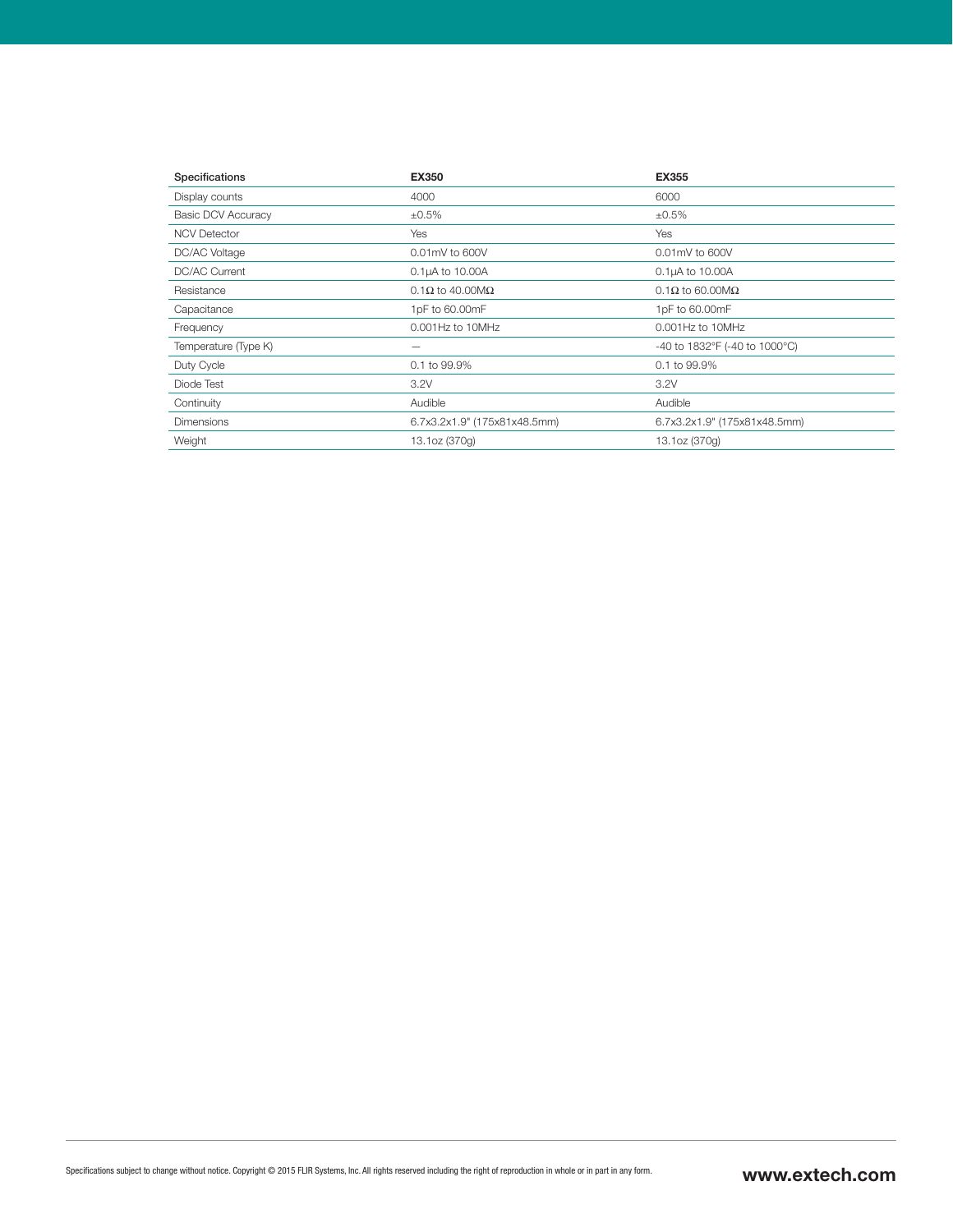| Specifications | EX350 | EX355 |
|---|---|---|
| Display counts | 4000 | 6000 |
| Basic DCV Accuracy | ±0.5% | ±0.5% |
| NCV Detector | Yes | Yes |
| DC/AC Voltage | 0.01mV to 600V | 0.01mV to 600V |
| DC/AC Current | 0.1µA to 10.00A | 0.1µA to 10.00A |
| Resistance | 0.1Ω to 40.00MΩ | 0.1Ω to 60.00MΩ |
| Capacitance | 1pF to 60.00mF | 1pF to 60.00mF |
| Frequency | 0.001Hz to 10MHz | 0.001Hz to 10MHz |
| Temperature (Type K) | — | -40 to 1832°F (-40 to 1000°C) |
| Duty Cycle | 0.1 to 99.9% | 0.1 to 99.9% |
| Diode Test | 3.2V | 3.2V |
| Continuity | Audible | Audible |
| Dimensions | 6.7x3.2x1.9" (175x81x48.5mm) | 6.7x3.2x1.9" (175x81x48.5mm) |
| Weight | 13.1oz (370g) | 13.1oz (370g) |

Specifications subject to change without notice. Copyright © 2015 FLIR Systems, Inc. All rights reserved including the right of reproduction in whole or in part in any form.

**www.extech.com**